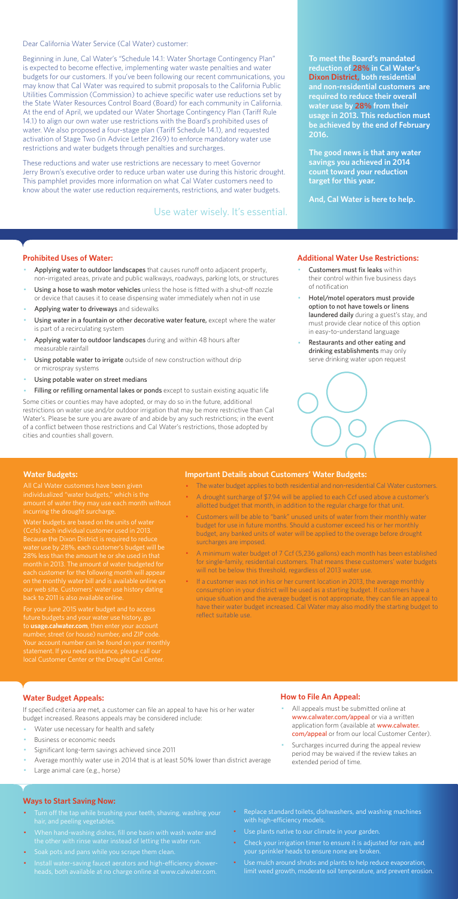Dear California Water Service (Cal Water) customer:

Beginning in June, Cal Water's "Schedule 14.1: Water Shortage Contingency Plan" is expected to become effective, implementing water waste penalties and water budgets for our customers. If you've been following our recent communications, you may know that Cal Water was required to submit proposals to the California Public Utilities Commission (Commission) to achieve specific water use reductions set by the State Water Resources Control Board (Board) for each community in California. At the end of April, we updated our Water Shortage Contingency Plan (Tariff Rule 14.1) to align our own water use restrictions with the Board's prohibited uses of water. We also proposed a four-stage plan (Tariff Schedule 14.1), and requested activation of Stage Two (in Advice Letter 2169) to enforce mandatory water use restrictions and water budgets through penalties and surcharges.

These reductions and water use restrictions are necessary to meet Governor Jerry Brown's executive order to reduce urban water use during this historic drought. This pamphlet provides more information on what Cal Water customers need to know about the water use reduction requirements, restrictions, and water budgets.

Use water wisely. It's essential.

**To meet the Board's mandated reduction of 28% in Cal Water's Dixon District, both residential and non-residential customers are required to reduce their overall water use by 28% from their usage in 2013. This reduction must be achieved by the end of February 2016.**

**The good news is that any water savings you achieved in 2014 count toward your reduction target for this year.**

**And, Cal Water is here to help.**

## Prohibited Uses of Water:

- **Applying water to outdoor landscapes** that causes runoff onto adjacent property, non-irrigated areas, private and public walkways, roadways, parking lots, or structures
- **Using a hose to wash motor vehicles** unless the hose is fitted with a shut-off nozzle or device that causes it to cease dispensing water immediately when not in use
- **Applying water to driveways** and sidewalks
- **Using water in a fountain or other decorative water feature,** except where the water is part of a recirculating system
- **Applying water to outdoor landscapes** during and within 48 hours after measurable rainfall
- **Using potable water to irrigate** outside of new construction without drip or microspray systems
- **Using potable water on street medians**
- **Filling or refilling ornamental lakes or ponds** except to sustain existing aquatic life

Some cities or counties may have adopted, or may do so in the future, additional restrictions on water use and/or outdoor irrigation that may be more restrictive than Cal Water's. Please be sure you are aware of and abide by any such restrictions; in the event of a conflict between those restrictions and Cal Water's restrictions, those adopted by cities and counties shall govern.

## Additional Water Use Restrictions:

- **Customers must fix leaks** within their control within five business days of notification
- **Hotel/motel operators must provide option to not have towels or linens laundered daily** during a guest's stay, and must provide clear notice of this option in easy-to-understand language
- **Restaurants and other eating and drinking establishments** may only serve drinking water upon request

## Water Budgets:

All Cal Water customers have been given individualized "water budgets," which is the amount of water they may use each month without incurring the drought surcharge.

Water budgets are based on the units of water (Ccfs) each individual customer used in 2013. Because the Dixon District is required to reduce water use by 28%, each customer's budget will be 28% less than the amount he or she used in that month in 2013. The amount of water budgeted for each customer for the following month will appear on the monthly water bill and is available online on our web site. Customers' water use history dating back to 2011 is also available online.

For your June 2015 water budget and to access future budgets and your water use history, go to **usage.calwater.com**, then enter your account number, street (or house) number, and ZIP code. Your account number can be found on your monthly statement. If you need assistance, please call our local Customer Center or the Drought Call Center.

## Important Details about Customers' Water Budgets:

- The water budget applies to both residential and non-residential Cal Water customers.
- A drought surcharge of $7.94 will be applied to each Ccf used above a customer's allotted budget that month, in addition to the regular charge for that unit.
- Customers will be able to "bank" unused units of water from their monthly water budget for use in future months. Should a customer exceed his or her monthly budget, any banked units of water will be applied to the overage before drought surcharges are imposed.
- A minimum water budget of 7 Ccf (5,236 gallons) each month has been established for single-family, residential customers. That means these customers' water budgets will not be below this threshold, regardless of 2013 water use.
- If a customer was not in his or her current location in 2013, the average monthly consumption in your district will be used as a starting budget. If customers have a unique situation and the average budget is not appropriate, they can file an appeal to have their water budget increased. Cal Water may also modify the starting budget to reflect suitable use.

## Water Budget Appeals:

If specified criteria are met, a customer can file an appeal to have his or her water budget increased. Reasons appeals may be considered include:

- Water use necessary for health and safety
- Business or economic needs
- Significant long-term savings achieved since 2011
- Average monthly water use in 2014 that is at least 50% lower than district average
- Large animal care (e.g., horse)

## How to File An Appeal:

- All appeals must be submitted online at www.calwater.com/appeal or via a written application form (available at www.calwater.com/appeal or from our local Customer Center).
- Surcharges incurred during the appeal review period may be waived if the review takes an extended period of time.

## Ways to Start Saving Now:

- Turn off the tap while brushing your teeth, shaving, washing your hair, and peeling vegetables.
- When hand-washing dishes, fill one basin with wash water and the other with rinse water instead of letting the water run.
- Soak pots and pans while you scrape them clean.
- Install water-saving faucet aerators and high-efficiency showerheads, both available at no charge online at www.calwater.com.
- Replace standard toilets, dishwashers, and washing machines with high-efficiency models.
- Use plants native to our climate in your garden.
- Check your irrigation timer to ensure it is adjusted for rain, and your sprinkler heads to ensure none are broken.
- Use mulch around shrubs and plants to help reduce evaporation, limit weed growth, moderate soil temperature, and prevent erosion.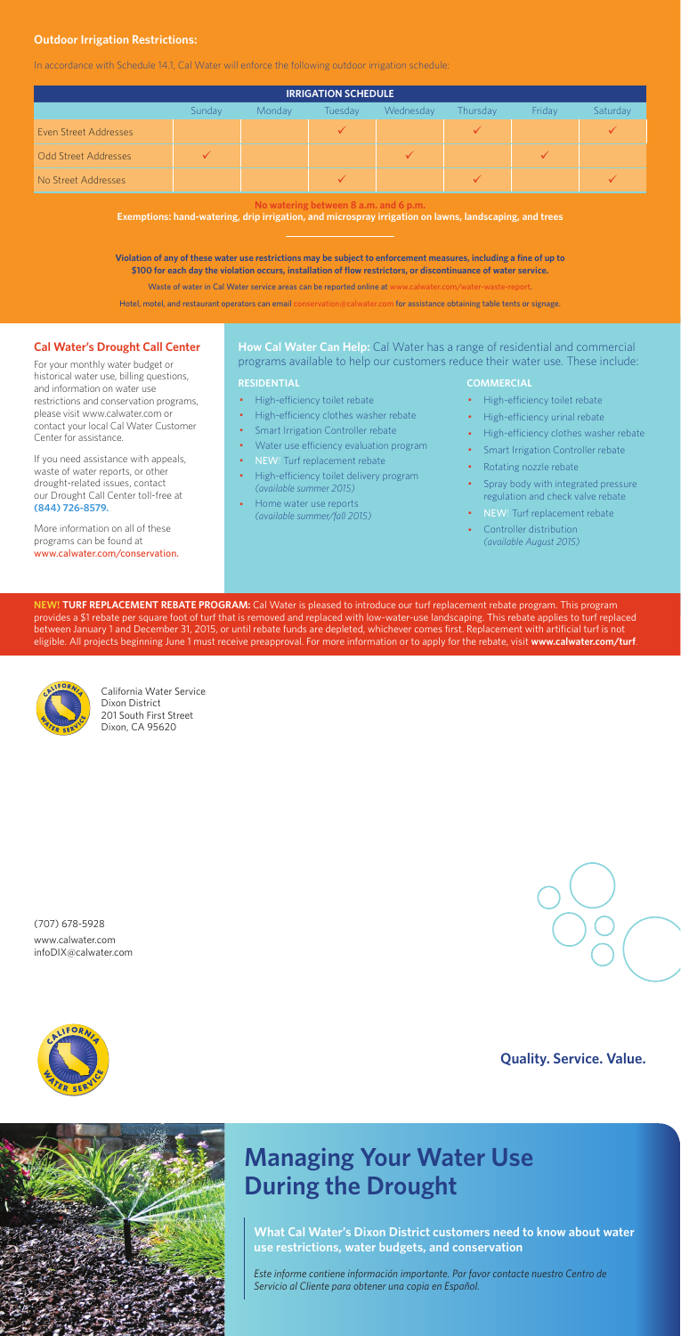## Outdoor Irrigation Restrictions:

In accordance with Schedule 14.1, Cal Water will enforce the following outdoor irrigation schedule:

| IRRIGATION SCHEDULE | | | | | | | |
|---|---|---|---|---|---|---|---|
| | Sunday | Monday | Tuesday | Wednesday | Thursday | Friday | Saturday |
| Even Street Addresses | | | ✓ | | ✓ | | ✓ |
| Odd Street Addresses | ✓ | | | ✓ | | ✓ | |
| No Street Addresses | | | ✓ | | ✓ | | ✓ |

**No watering between 8 a.m. and 6 p.m.**

**Exemptions: hand-watering, drip irrigation, and microspray irrigation on lawns, landscaping, and trees**

**Violation of any of these water use restrictions may be subject to enforcement measures, including a fine of up to $100 for each day the violation occurs, installation of flow restrictors, or discontinuance of water service.**

Waste of water in Cal Water service areas can be reported online at www.calwater.com/water-waste-report.

Hotel, motel, and restaurant operators can email conservation@calwater.com for assistance obtaining table tents or signage.

### Cal Water's Drought Call Center

For your monthly water budget or historical water use, billing questions, and information on water use restrictions and conservation programs, please visit www.calwater.com or contact your local Cal Water Customer Center for assistance.

If you need assistance with appeals, waste of water reports, or other drought-related issues, contact our Drought Call Center toll-free at **(844) 726-8579.**

More information on all of these programs can be found at www.calwater.com/conservation.

**How Cal Water Can Help:** Cal Water has a range of residential and commercial programs available to help our customers reduce their water use. These include:

#### RESIDENTIAL

- High-efficiency toilet rebate
- High-efficiency clothes washer rebate
- Smart Irrigation Controller rebate
- Water use efficiency evaluation program
- NEW! Turf replacement rebate
- High-efficiency toilet delivery program *(available summer 2015)*
- Home water use reports *(available summer/fall 2015)*

#### COMMERCIAL

- High-efficiency toilet rebate
- High-efficiency urinal rebate
- High-efficiency clothes washer rebate
- Smart Irrigation Controller rebate
- Rotating nozzle rebate
- Spray body with integrated pressure regulation and check valve rebate
- NEW! Turf replacement rebate
- Controller distribution *(available August 2015)*

**NEW! TURF REPLACEMENT REBATE PROGRAM:** Cal Water is pleased to introduce our turf replacement rebate program. This program provides a $1 rebate per square foot of turf that is removed and replaced with low-water-use landscaping. This rebate applies to turf replaced between January 1 and December 31, 2015, or until rebate funds are depleted, whichever comes first. Replacement with artificial turf is not eligible. All projects beginning June 1 must receive preapproval. For more information or to apply for the rebate, visit **www.calwater.com/turf**.

California Water Service
Dixon District
201 South First Street
Dixon, CA 95620

(707) 678-5928
www.calwater.com
infoDIX@calwater.com

**Quality. Service. Value.**

# Managing Your Water Use During the Drought

**What Cal Water's Dixon District customers need to know about water use restrictions, water budgets, and conservation**

*Este informe contiene información importante. Por favor contacte nuestro Centro de Servicio al Cliente para obtener una copia en Español.*